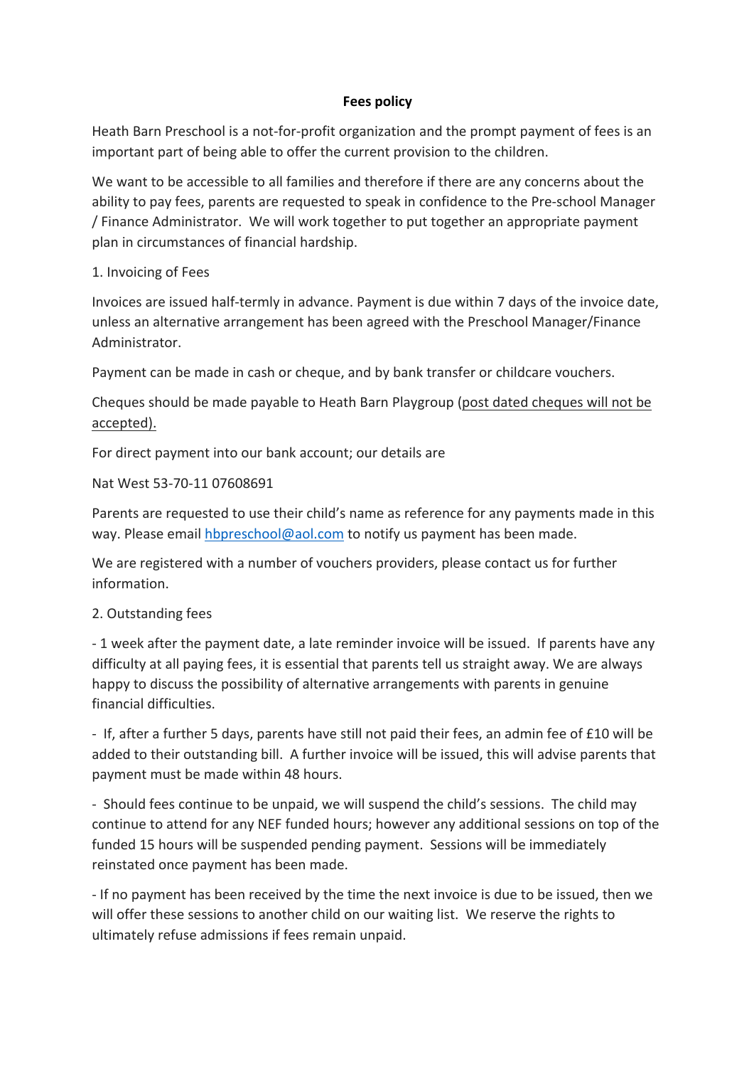# Fees policy

Heath Barn Preschool is a not-for-profit organization and the prompt payment of fees is an important part of being able to offer the current provision to the children.

We want to be accessible to all families and therefore if there are any concerns about the ability to pay fees, parents are requested to speak in confidence to the Pre-school Manager / Finance Administrator. We will work together to put together an appropriate payment plan in circumstances of financial hardship.

1. Invoicing of Fees

Invoices are issued half-termly in advance. Payment is due within 7 days of the invoice date, unless an alternative arrangement has been agreed with the Preschool Manager/Finance Administrator.

Payment can be made in cash or cheque, and by bank transfer or childcare vouchers.

Cheques should be made payable to Heath Barn Playgroup (<u>post dated cheques will not be accepted).</u>

For direct payment into our bank account; our details are

Nat West 53-70-11 07608691

Parents are requested to use their child's name as reference for any payments made in this way. Please email [hbpreschool@aol.com](mailto:hbpreschool@aol.com) to notify us payment has been made.

We are registered with a number of vouchers providers, please contact us for further information.

2. Outstanding fees

- 1 week after the payment date, a late reminder invoice will be issued. If parents have any difficulty at all paying fees, it is essential that parents tell us straight away. We are always happy to discuss the possibility of alternative arrangements with parents in genuine financial difficulties.

- If, after a further 5 days, parents have still not paid their fees, an admin fee of £10 will be added to their outstanding bill. A further invoice will be issued, this will advise parents that payment must be made within 48 hours.

- Should fees continue to be unpaid, we will suspend the child's sessions. The child may continue to attend for any NEF funded hours; however any additional sessions on top of the funded 15 hours will be suspended pending payment. Sessions will be immediately reinstated once payment has been made.

- If no payment has been received by the time the next invoice is due to be issued, then we will offer these sessions to another child on our waiting list. We reserve the rights to ultimately refuse admissions if fees remain unpaid.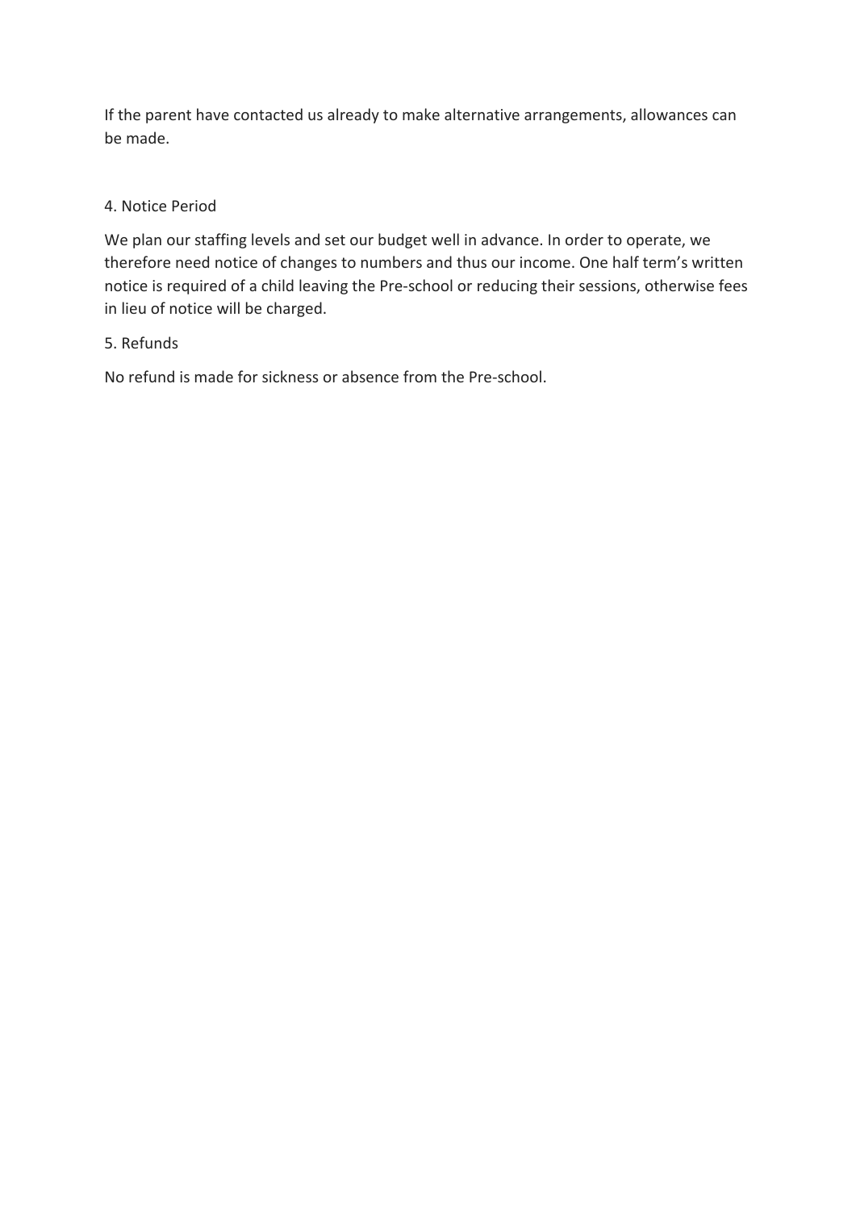If the parent have contacted us already to make alternative arrangements, allowances can be made.

## 4. Notice Period

We plan our staffing levels and set our budget well in advance. In order to operate, we therefore need notice of changes to numbers and thus our income. One half term's written notice is required of a child leaving the Pre-school or reducing their sessions, otherwise fees in lieu of notice will be charged.

## 5. Refunds

No refund is made for sickness or absence from the Pre-school.